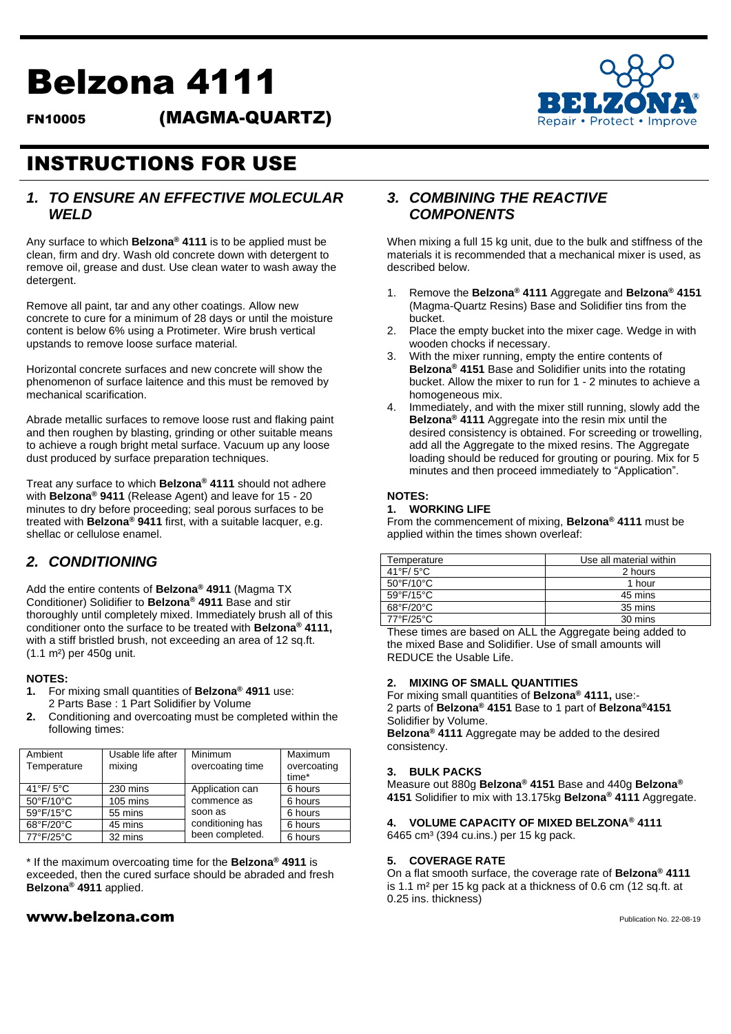# Belzona 4111

**FN10005** **(MAGMA-QUARTZ)**

# INSTRUCTIONS FOR USE

## *1. TO ENSURE AN EFFECTIVE MOLECULAR WELD*

Any surface to which **Belzona® 4111** is to be applied must be clean, firm and dry. Wash old concrete down with detergent to remove oil, grease and dust. Use clean water to wash away the detergent.

Remove all paint, tar and any other coatings. Allow new concrete to cure for a minimum of 28 days or until the moisture content is below 6% using a Protimeter. Wire brush vertical upstands to remove loose surface material.

Horizontal concrete surfaces and new concrete will show the phenomenon of surface laitence and this must be removed by mechanical scarification.

Abrade metallic surfaces to remove loose rust and flaking paint and then roughen by blasting, grinding or other suitable means to achieve a rough bright metal surface. Vacuum up any loose dust produced by surface preparation techniques.

Treat any surface to which **Belzona® 4111** should not adhere with **Belzona® 9411** (Release Agent) and leave for 15 - 20 minutes to dry before proceeding; seal porous surfaces to be treated with **Belzona® 9411** first, with a suitable lacquer, e.g. shellac or cellulose enamel.

## *2. CONDITIONING*

Add the entire contents of **Belzona® 4911** (Magma TX Conditioner) Solidifier to **Belzona® 4911** Base and stir thoroughly until completely mixed. Immediately brush all of this conditioner onto the surface to be treated with **Belzona® 4111,** with a stiff bristled brush, not exceeding an area of 12 sq.ft. (1.1 m²) per 450g unit.

**NOTES:**

1. For mixing small quantities of **Belzona® 4911** use:
   2 Parts Base : 1 Part Solidifier by Volume
2. Conditioning and overcoating must be completed within the following times:

| Ambient Temperature | Usable life after mixing | Minimum overcoating time | Maximum overcoating time* |
|---|---|---|---|
| 41°F/ 5°C | 230 mins | Application can commence as soon as conditioning has been completed. | 6 hours |
| 50°F/10°C | 105 mins | | 6 hours |
| 59°F/15°C | 55 mins | | 6 hours |
| 68°F/20°C | 45 mins | | 6 hours |
| 77°F/25°C | 32 mins | | 6 hours |

\* If the maximum overcoating time for the **Belzona® 4911** is exceeded, then the cured surface should be abraded and fresh **Belzona® 4911** applied.

## *3. COMBINING THE REACTIVE COMPONENTS*

When mixing a full 15 kg unit, due to the bulk and stiffness of the materials it is recommended that a mechanical mixer is used, as described below.

1. Remove the **Belzona® 4111** Aggregate and **Belzona® 4151** (Magma-Quartz Resins) Base and Solidifier tins from the bucket.
2. Place the empty bucket into the mixer cage. Wedge in with wooden chocks if necessary.
3. With the mixer running, empty the entire contents of **Belzona® 4151** Base and Solidifier units into the rotating bucket. Allow the mixer to run for 1 - 2 minutes to achieve a homogeneous mix.
4. Immediately, and with the mixer still running, slowly add the **Belzona® 4111** Aggregate into the resin mix until the desired consistency is obtained. For screeding or trowelling, add all the Aggregate to the mixed resins. The Aggregate loading should be reduced for grouting or pouring. Mix for 5 minutes and then proceed immediately to "Application".

**NOTES:**

**1. WORKING LIFE**

From the commencement of mixing, **Belzona® 4111** must be applied within the times shown overleaf:

| Temperature | Use all material within |
|---|---|
| 41°F/ 5°C | 2 hours |
| 50°F/10°C | 1 hour |
| 59°F/15°C | 45 mins |
| 68°F/20°C | 35 mins |
| 77°F/25°C | 30 mins |

These times are based on ALL the Aggregate being added to the mixed Base and Solidifier. Use of small amounts will REDUCE the Usable Life.

**2. MIXING OF SMALL QUANTITIES**

For mixing small quantities of **Belzona® 4111,** use:-
2 parts of **Belzona® 4151** Base to 1 part of **Belzona®4151** Solidifier by Volume.
**Belzona® 4111** Aggregate may be added to the desired consistency.

**3. BULK PACKS**

Measure out 880g **Belzona® 4151** Base and 440g **Belzona® 4151** Solidifier to mix with 13.175kg **Belzona® 4111** Aggregate.

**4. VOLUME CAPACITY OF MIXED BELZONA® 4111**

6465 cm³ (394 cu.ins.) per 15 kg pack.

**5. COVERAGE RATE**

On a flat smooth surface, the coverage rate of **Belzona® 4111** is 1.1 m² per 15 kg pack at a thickness of 0.6 cm (12 sq.ft. at 0.25 ins. thickness)

**www.belzona.com**

Publication No. 22-08-19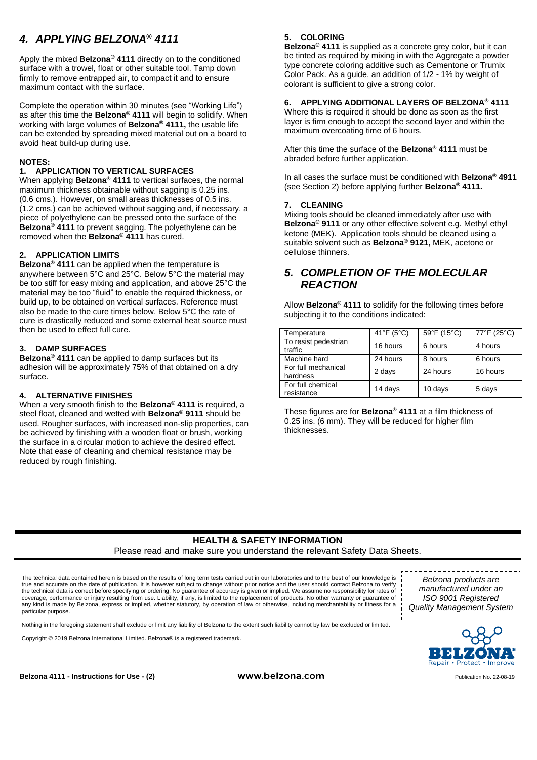## *4. APPLYING BELZONA® 4111*

Apply the mixed **Belzona® 4111** directly on to the conditioned surface with a trowel, float or other suitable tool. Tamp down firmly to remove entrapped air, to compact it and to ensure maximum contact with the surface.

Complete the operation within 30 minutes (see "Working Life") as after this time the **Belzona® 4111** will begin to solidify. When working with large volumes of **Belzona® 4111,** the usable life can be extended by spreading mixed material out on a board to avoid heat build-up during use.

**NOTES:**

**1. APPLICATION TO VERTICAL SURFACES**

When applying **Belzona® 4111** to vertical surfaces, the normal maximum thickness obtainable without sagging is 0.25 ins. (0.6 cms.). However, on small areas thicknesses of 0.5 ins. (1.2 cms.) can be achieved without sagging and, if necessary, a piece of polyethylene can be pressed onto the surface of the **Belzona® 4111** to prevent sagging. The polyethylene can be removed when the **Belzona® 4111** has cured.

**2. APPLICATION LIMITS**

**Belzona® 4111** can be applied when the temperature is anywhere between 5°C and 25°C. Below 5°C the material may be too stiff for easy mixing and application, and above 25°C the material may be too "fluid" to enable the required thickness, or build up, to be obtained on vertical surfaces. Reference must also be made to the cure times below. Below 5°C the rate of cure is drastically reduced and some external heat source must then be used to effect full cure.

**3. DAMP SURFACES**

**Belzona® 4111** can be applied to damp surfaces but its adhesion will be approximately 75% of that obtained on a dry surface.

**4. ALTERNATIVE FINISHES**

When a very smooth finish to the **Belzona® 4111** is required, a steel float, cleaned and wetted with **Belzona® 9111** should be used. Rougher surfaces, with increased non-slip properties, can be achieved by finishing with a wooden float or brush, working the surface in a circular motion to achieve the desired effect. Note that ease of cleaning and chemical resistance may be reduced by rough finishing.

**5. COLORING**

**Belzona® 4111** is supplied as a concrete grey color, but it can be tinted as required by mixing in with the Aggregate a powder type concrete coloring additive such as Cementone or Trumix Color Pack. As a guide, an addition of 1/2 - 1% by weight of colorant is sufficient to give a strong color.

**6. APPLYING ADDITIONAL LAYERS OF BELZONA® 4111**

Where this is required it should be done as soon as the first layer is firm enough to accept the second layer and within the maximum overcoating time of 6 hours.

After this time the surface of the **Belzona® 4111** must be abraded before further application.

In all cases the surface must be conditioned with **Belzona® 4911** (see Section 2) before applying further **Belzona® 4111.**

**7. CLEANING**

Mixing tools should be cleaned immediately after use with **Belzona® 9111** or any other effective solvent e.g. Methyl ethyl ketone (MEK). Application tools should be cleaned using a suitable solvent such as **Belzona® 9121,** MEK, acetone or cellulose thinners.

## *5. COMPLETION OF THE MOLECULAR REACTION*

Allow **Belzona® 4111** to solidify for the following times before subjecting it to the conditions indicated:

| Temperature | 41°F (5°C) | 59°F (15°C) | 77°F (25°C) |
|---|---|---|---|
| To resist pedestrian traffic | 16 hours | 6 hours | 4 hours |
| Machine hard | 24 hours | 8 hours | 6 hours |
| For full mechanical hardness | 2 days | 24 hours | 16 hours |
| For full chemical resistance | 14 days | 10 days | 5 days |

These figures are for **Belzona® 4111** at a film thickness of 0.25 ins. (6 mm). They will be reduced for higher film thicknesses.

**HEALTH & SAFETY INFORMATION**

Please read and make sure you understand the relevant Safety Data Sheets.

The technical data contained herein is based on the results of long term tests carried out in our laboratories and to the best of our knowledge is true and accurate on the date of publication. It is however subject to change without prior notice and the user should contact Belzona to verify the technical data is correct before specifying or ordering. No guarantee of accuracy is given or implied. We assume no responsibility for rates of coverage, performance or injury resulting from use. Liability, if any, is limited to the replacement of products. No other warranty or guarantee of any kind is made by Belzona, express or implied, whether statutory, by operation of law or otherwise, including merchantability or fitness for a particular purpose.

Nothing in the foregoing statement shall exclude or limit any liability of Belzona to the extent such liability cannot by law be excluded or limited.

Copyright © 2019 Belzona International Limited. Belzona® is a registered trademark.

*Belzona products are manufactured under an ISO 9001 Registered Quality Management System*

BELZONA® Repair • Protect • Improve

**Belzona 4111 - Instructions for Use - (2)** www.belzona.com Publication No. 22-08-19